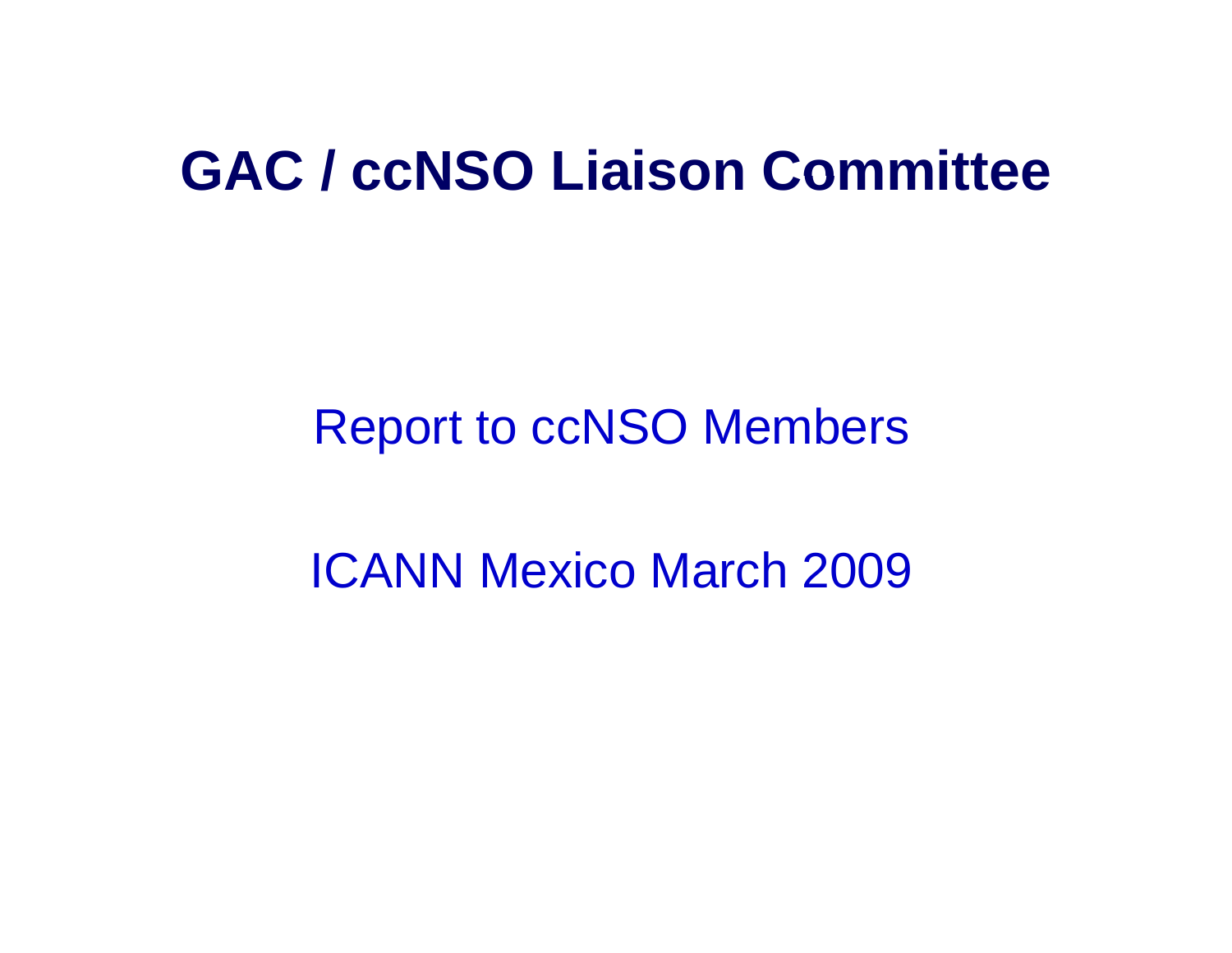# GAC / ccNSO Liaison Committee

Report to ccNSO Members

ICANN Mexico March 2009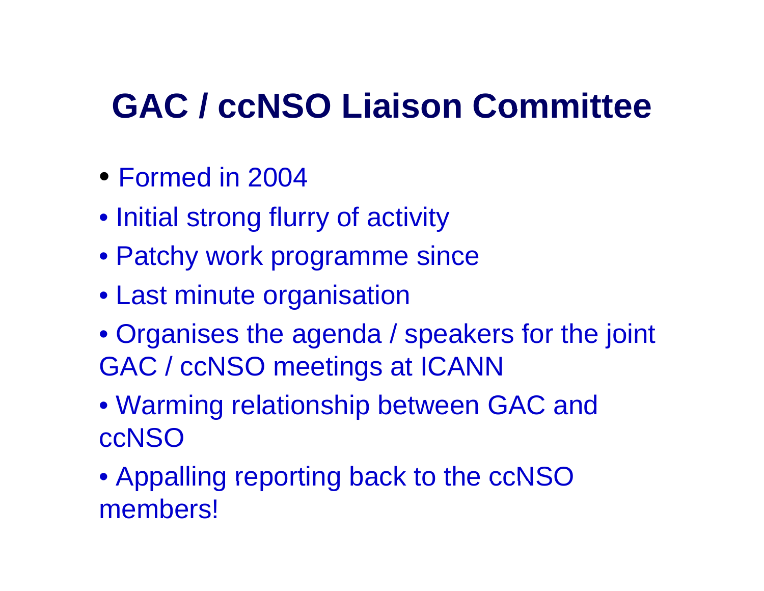# GAC / ccNSO Liaison Committee

- Formed in 2004
- Initial strong flurry of activity
- Patchy work programme since
- Last minute organisation
- Organises the agenda / speakers for the joint GAC / ccNSO meetings at ICANN
- Warming relationship between GAC and ccNSO
- Appalling reporting back to the ccNSO members!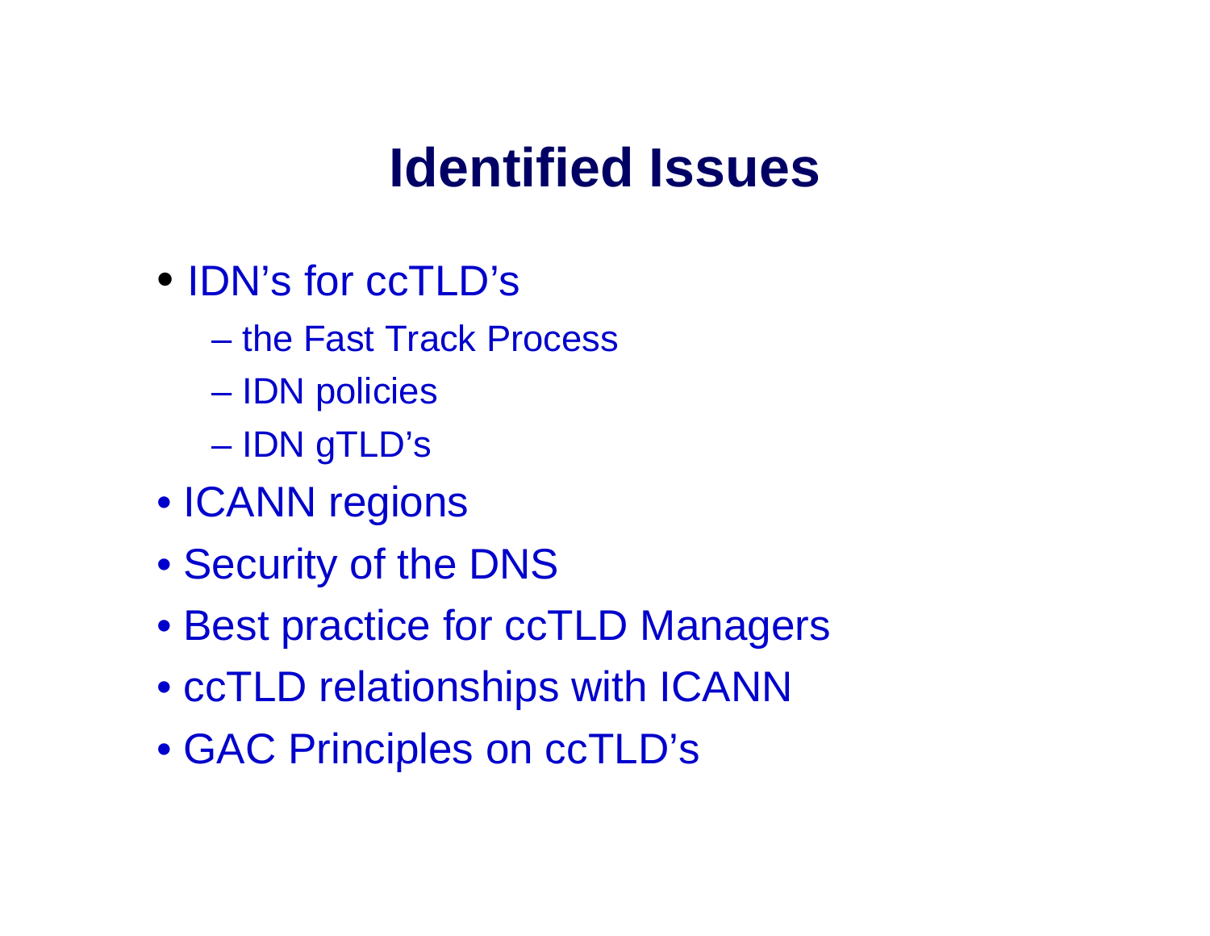# Identified Issues

- IDN's for ccTLD's
  - the Fast Track Process
  - IDN policies
  - IDN gTLD's
- ICANN regions
- Security of the DNS
- Best practice for ccTLD Managers
- ccTLD relationships with ICANN
- GAC Principles on ccTLD's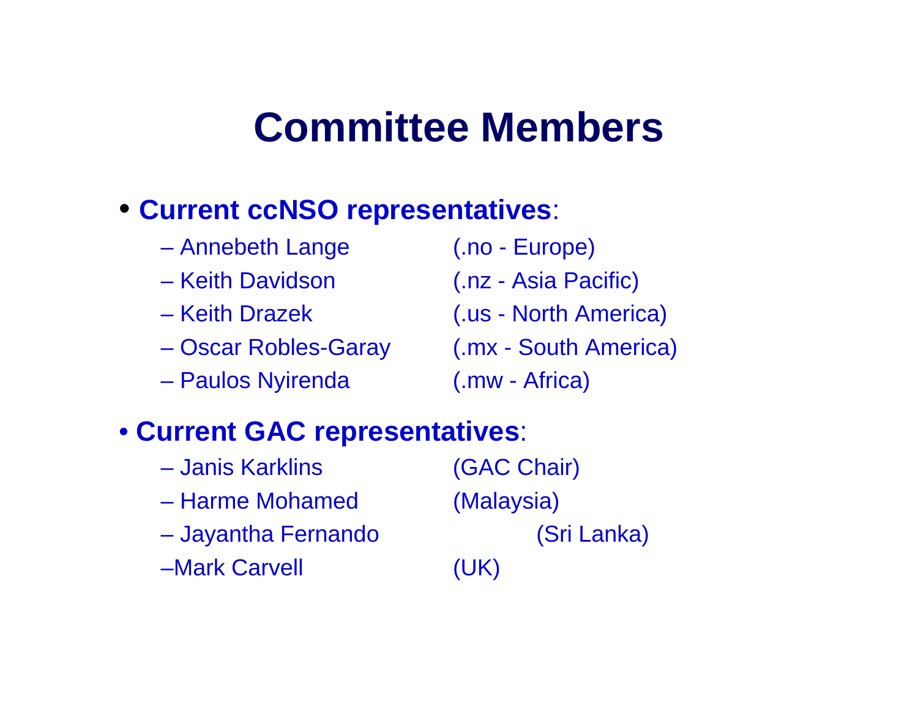# Committee Members

- **Current ccNSO representatives**:
  - Annebeth Lange (.no - Europe)
  - Keith Davidson (.nz - Asia Pacific)
  - Keith Drazek (.us - North America)
  - Oscar Robles-Garay (.mx - South America)
  - Paulos Nyirenda (.mw - Africa)
- **Current GAC representatives**:
  - Janis Karklins (GAC Chair)
  - Harme Mohamed (Malaysia)
  - Jayantha Fernando (Sri Lanka)
  - Mark Carvell (UK)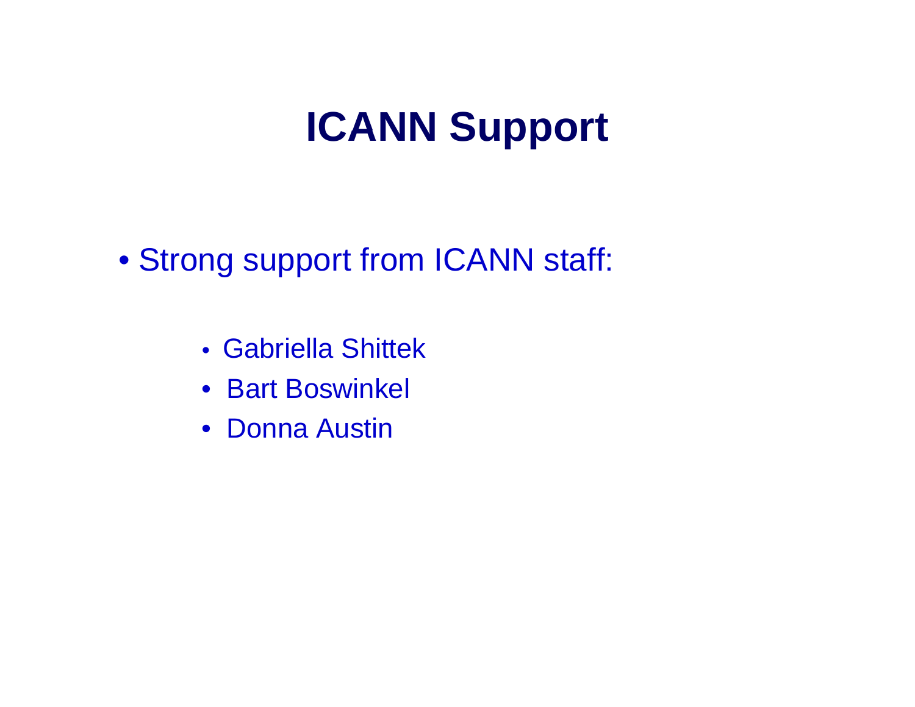# ICANN Support

- Strong support from ICANN staff:
  - Gabriella Shittek
  - Bart Boswinkel
  - Donna Austin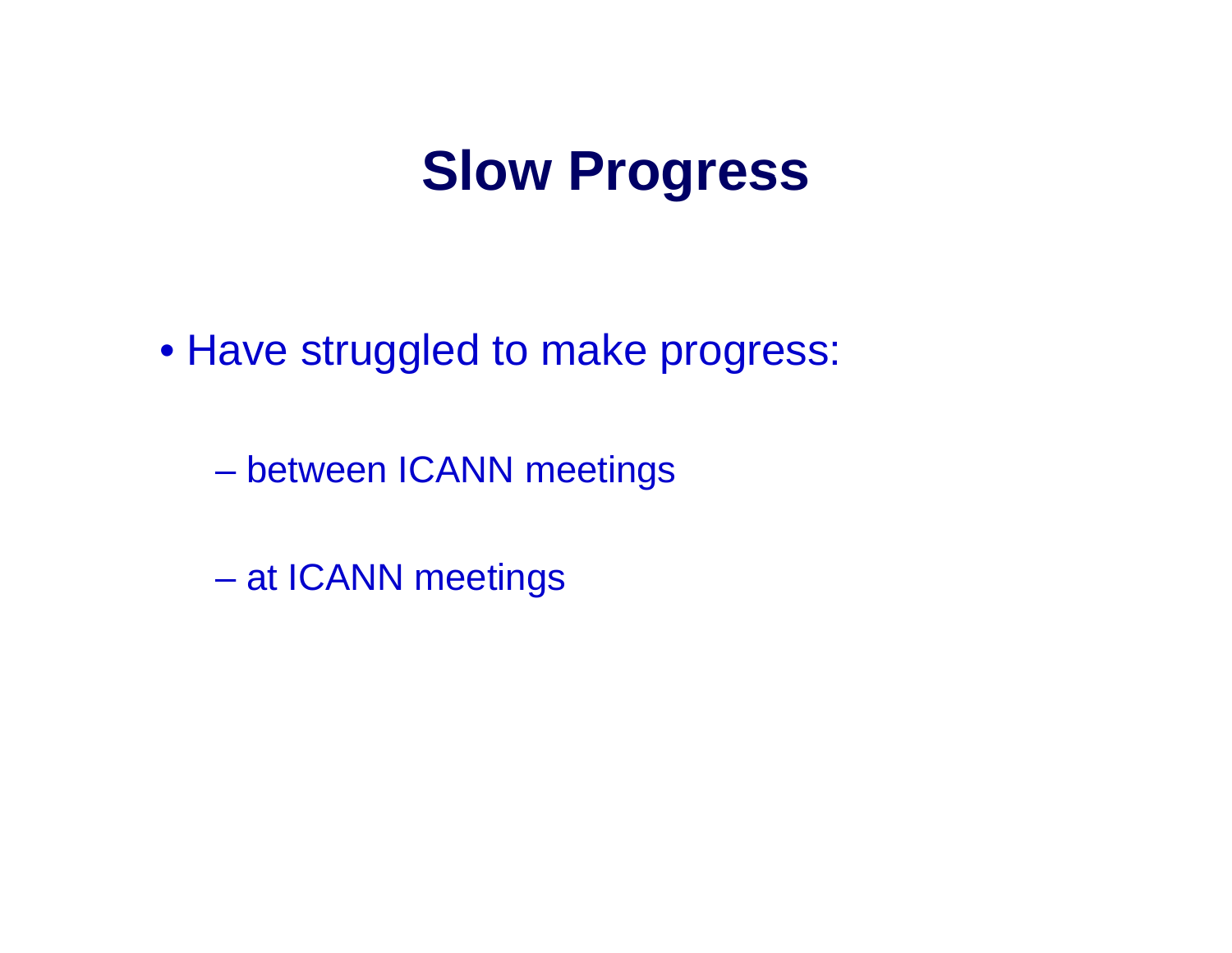# Slow Progress

- Have struggled to make progress:
  - between ICANN meetings
  - at ICANN meetings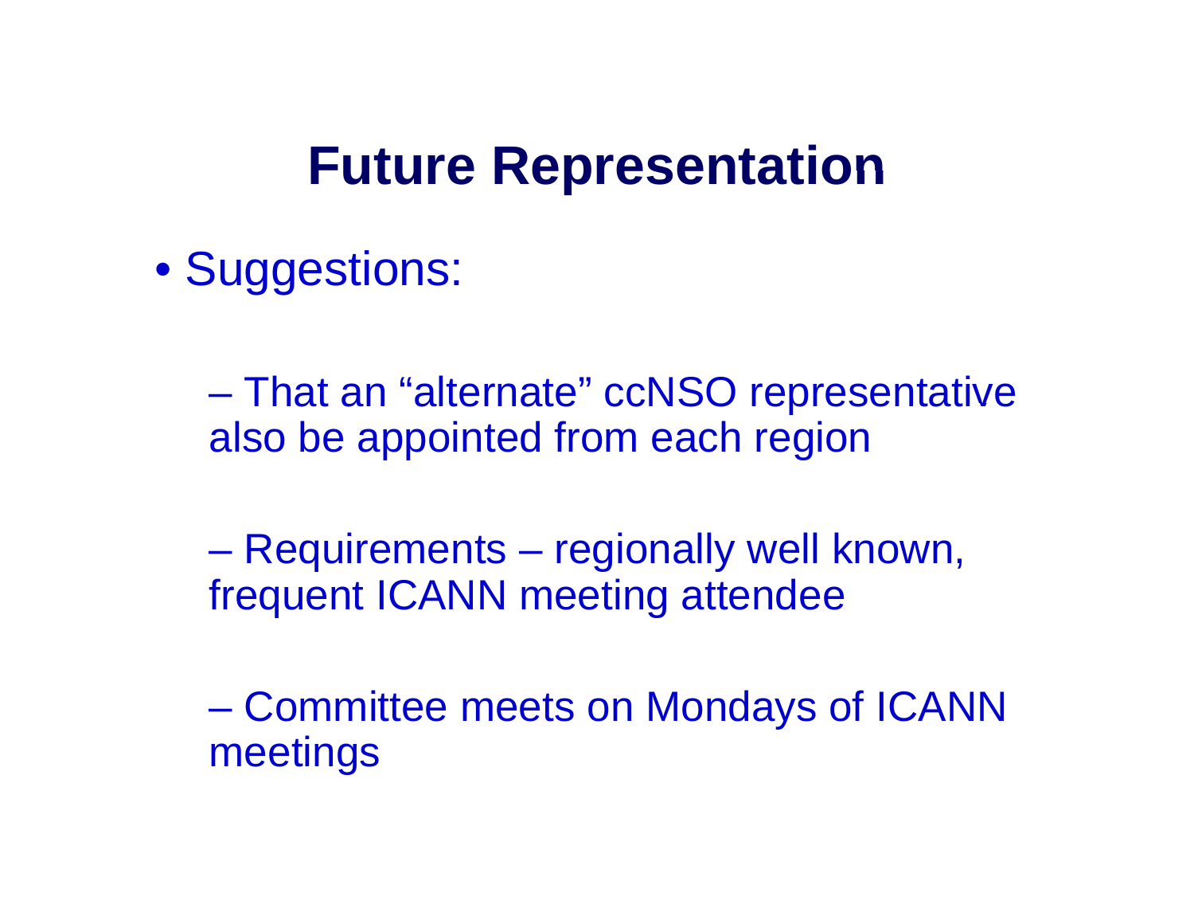# Future Representation

- Suggestions:
  - That an “alternate” ccNSO representative also be appointed from each region
  - Requirements – regionally well known, frequent ICANN meeting attendee
  - Committee meets on Mondays of ICANN meetings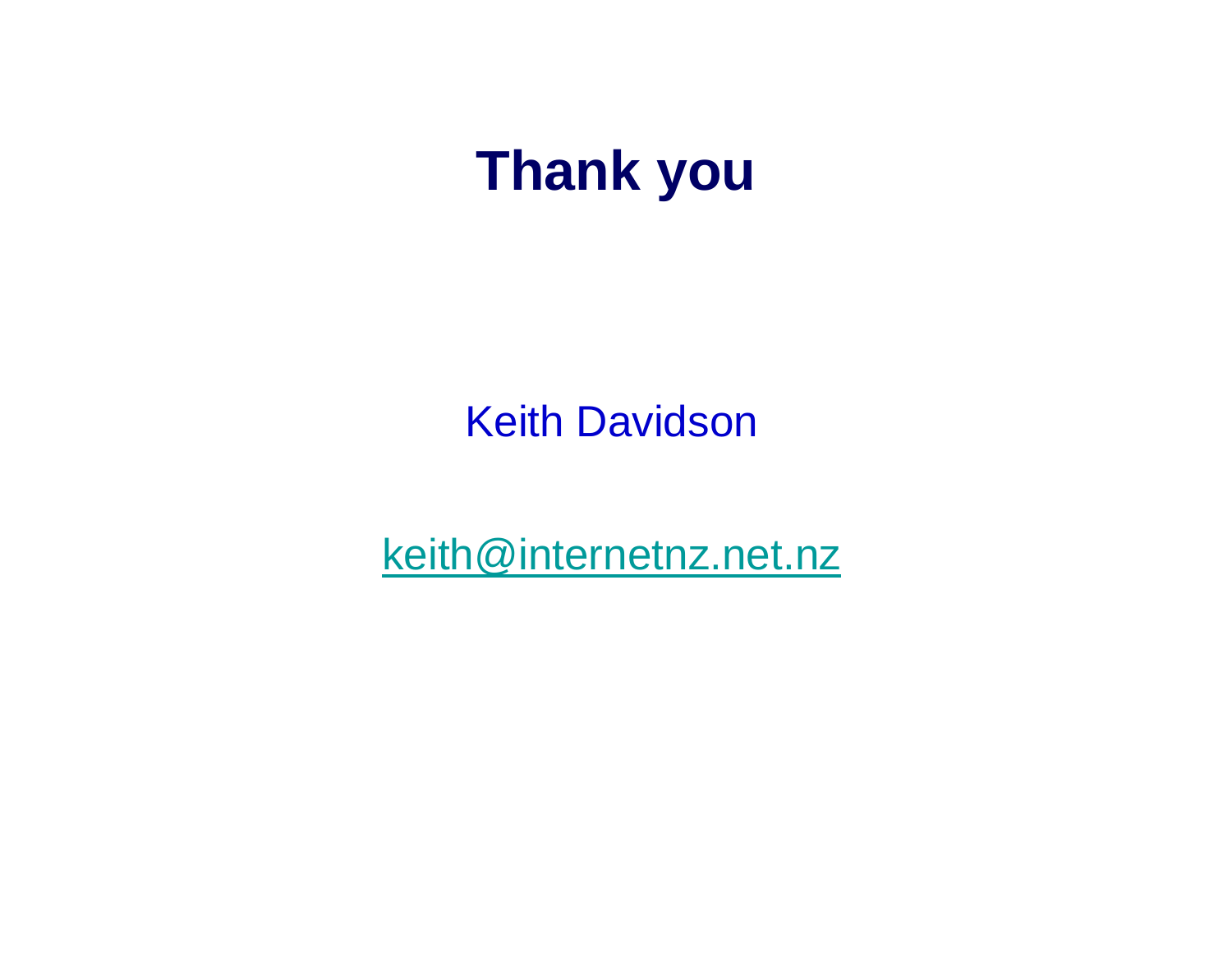# Thank you

Keith Davidson

keith@internetnz.net.nz